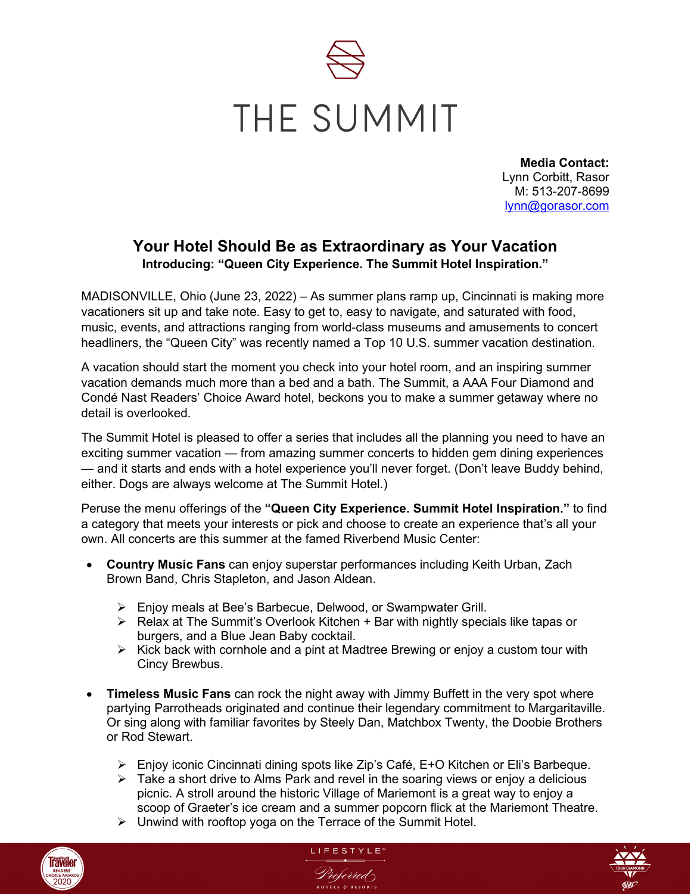# THE SUMMIT

**Media Contact:**
Lynn Corbitt, Rasor
M: 513-207-8699
lynn@gorasor.com

## Your Hotel Should Be as Extraordinary as Your Vacation

**Introducing: "Queen City Experience. The Summit Hotel Inspiration."**

MADISONVILLE, Ohio (June 23, 2022) – As summer plans ramp up, Cincinnati is making more vacationers sit up and take note. Easy to get to, easy to navigate, and saturated with food, music, events, and attractions ranging from world-class museums and amusements to concert headliners, the "Queen City" was recently named a Top 10 U.S. summer vacation destination.

A vacation should start the moment you check into your hotel room, and an inspiring summer vacation demands much more than a bed and a bath. The Summit, a AAA Four Diamond and Condé Nast Readers' Choice Award hotel, beckons you to make a summer getaway where no detail is overlooked.

The Summit Hotel is pleased to offer a series that includes all the planning you need to have an exciting summer vacation — from amazing summer concerts to hidden gem dining experiences — and it starts and ends with a hotel experience you'll never forget. (Don't leave Buddy behind, either. Dogs are always welcome at The Summit Hotel.)

Peruse the menu offerings of the **"Queen City Experience. Summit Hotel Inspiration."** to find a category that meets your interests or pick and choose to create an experience that's all your own. All concerts are this summer at the famed Riverbend Music Center:

- **Country Music Fans** can enjoy superstar performances including Keith Urban, Zach Brown Band, Chris Stapleton, and Jason Aldean.
  - Enjoy meals at Bee's Barbecue, Delwood, or Swampwater Grill.
  - Relax at The Summit's Overlook Kitchen + Bar with nightly specials like tapas or burgers, and a Blue Jean Baby cocktail.
  - Kick back with cornhole and a pint at Madtree Brewing or enjoy a custom tour with Cincy Brewbus.

- **Timeless Music Fans** can rock the night away with Jimmy Buffett in the very spot where partying Parrotheads originated and continue their legendary commitment to Margaritaville. Or sing along with familiar favorites by Steely Dan, Matchbox Twenty, the Doobie Brothers or Rod Stewart.
  - Enjoy iconic Cincinnati dining spots like Zip's Café, E+O Kitchen or Eli's Barbeque.
  - Take a short drive to Alms Park and revel in the soaring views or enjoy a delicious picnic. A stroll around the historic Village of Mariemont is a great way to enjoy a scoop of Graeter's ice cream and a summer popcorn flick at the Mariemont Theatre.
  - Unwind with rooftop yoga on the Terrace of the Summit Hotel.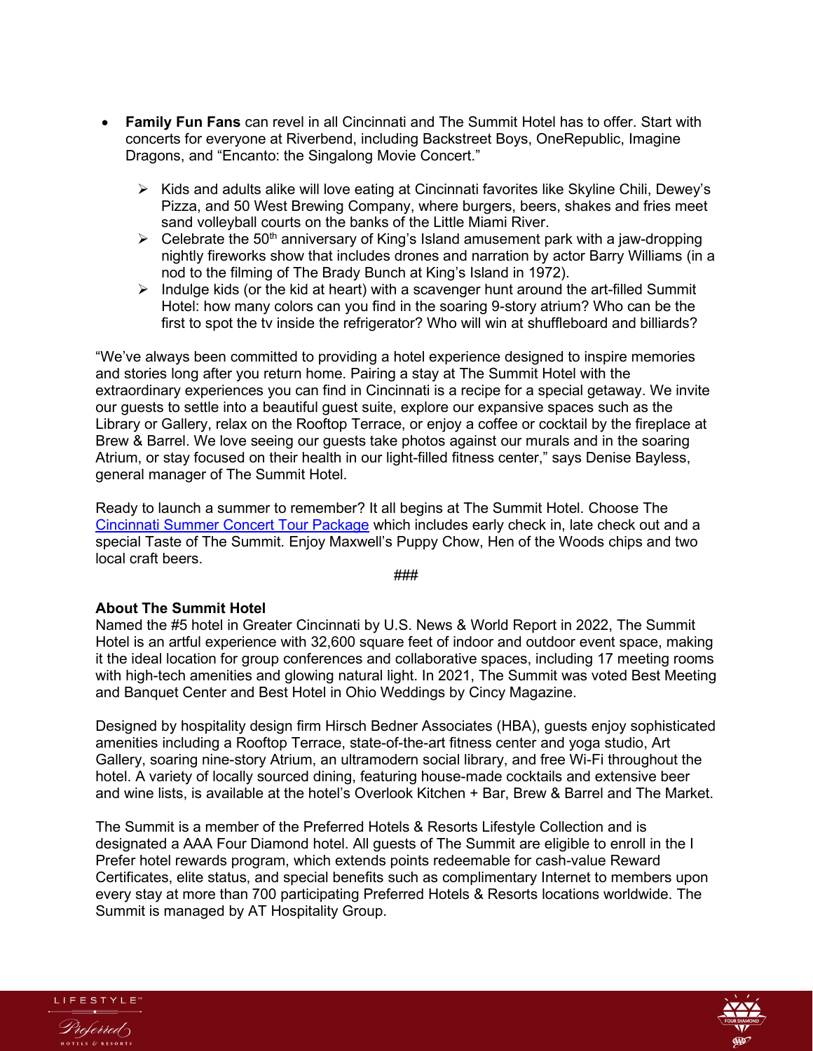- **Family Fun Fans** can revel in all Cincinnati and The Summit Hotel has to offer. Start with concerts for everyone at Riverbend, including Backstreet Boys, OneRepublic, Imagine Dragons, and "Encanto: the Singalong Movie Concert."
  - Kids and adults alike will love eating at Cincinnati favorites like Skyline Chili, Dewey's Pizza, and 50 West Brewing Company, where burgers, beers, shakes and fries meet sand volleyball courts on the banks of the Little Miami River.
  - Celebrate the 50th anniversary of King's Island amusement park with a jaw-dropping nightly fireworks show that includes drones and narration by actor Barry Williams (in a nod to the filming of The Brady Bunch at King's Island in 1972).
  - Indulge kids (or the kid at heart) with a scavenger hunt around the art-filled Summit Hotel: how many colors can you find in the soaring 9-story atrium? Who can be the first to spot the tv inside the refrigerator? Who will win at shuffleboard and billiards?

"We've always been committed to providing a hotel experience designed to inspire memories and stories long after you return home. Pairing a stay at The Summit Hotel with the extraordinary experiences you can find in Cincinnati is a recipe for a special getaway. We invite our guests to settle into a beautiful guest suite, explore our expansive spaces such as the Library or Gallery, relax on the Rooftop Terrace, or enjoy a coffee or cocktail by the fireplace at Brew & Barrel. We love seeing our guests take photos against our murals and in the soaring Atrium, or stay focused on their health in our light-filled fitness center," says Denise Bayless, general manager of The Summit Hotel.

Ready to launch a summer to remember? It all begins at The Summit Hotel. Choose The Cincinnati Summer Concert Tour Package which includes early check in, late check out and a special Taste of The Summit. Enjoy Maxwell's Puppy Chow, Hen of the Woods chips and two local craft beers.

###

**About The Summit Hotel**

Named the #5 hotel in Greater Cincinnati by U.S. News & World Report in 2022, The Summit Hotel is an artful experience with 32,600 square feet of indoor and outdoor event space, making it the ideal location for group conferences and collaborative spaces, including 17 meeting rooms with high-tech amenities and glowing natural light. In 2021, The Summit was voted Best Meeting and Banquet Center and Best Hotel in Ohio Weddings by Cincy Magazine.

Designed by hospitality design firm Hirsch Bedner Associates (HBA), guests enjoy sophisticated amenities including a Rooftop Terrace, state-of-the-art fitness center and yoga studio, Art Gallery, soaring nine-story Atrium, an ultramodern social library, and free Wi-Fi throughout the hotel. A variety of locally sourced dining, featuring house-made cocktails and extensive beer and wine lists, is available at the hotel's Overlook Kitchen + Bar, Brew & Barrel and The Market.

The Summit is a member of the Preferred Hotels & Resorts Lifestyle Collection and is designated a AAA Four Diamond hotel. All guests of The Summit are eligible to enroll in the I Prefer hotel rewards program, which extends points redeemable for cash-value Reward Certificates, elite status, and special benefits such as complimentary Internet to members upon every stay at more than 700 participating Preferred Hotels & Resorts locations worldwide. The Summit is managed by AT Hospitality Group.